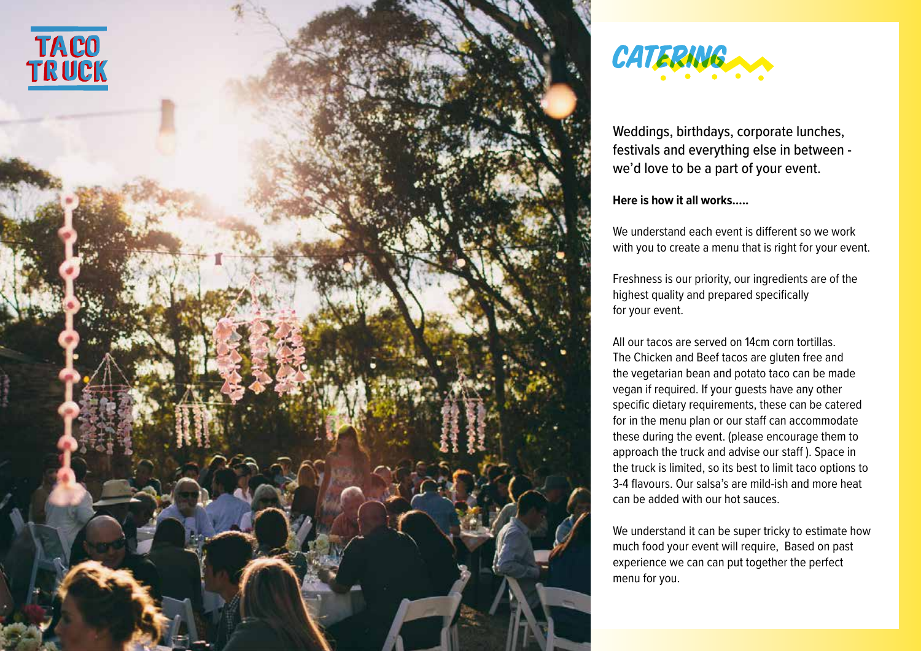TACO TRUCK

# CATERING

Weddings, birthdays, corporate lunches, festivals and everything else in between - we'd love to be a part of your event.

**Here is how it all works.....**

We understand each event is different so we work with you to create a menu that is right for your event.

Freshness is our priority, our ingredients are of the highest quality and prepared specifically for your event.

All our tacos are served on 14cm corn tortillas. The Chicken and Beef tacos are gluten free and the vegetarian bean and potato taco can be made vegan if required. If your guests have any other specific dietary requirements, these can be catered for in the menu plan or our staff can accommodate these during the event. (please encourage them to approach the truck and advise our staff ). Space in the truck is limited, so its best to limit taco options to 3-4 flavours. Our salsa's are mild-ish and more heat can be added with our hot sauces.

We understand it can be super tricky to estimate how much food your event will require, Based on past experience we can can put together the perfect menu for you.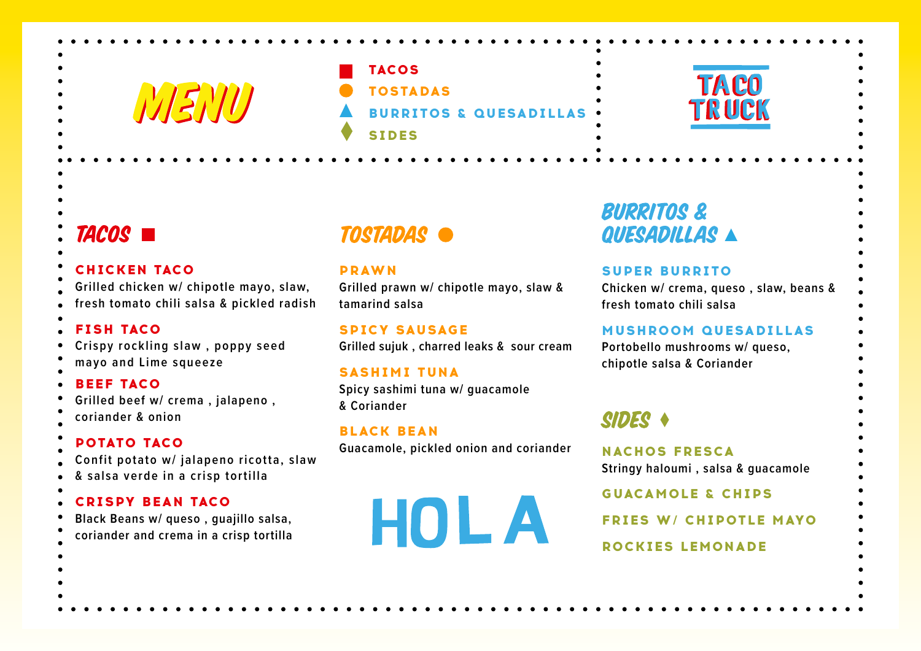# MENU

- ■ TACOS
- ● TOSTADAS
- ▲ BURRITOS & QUESADILLAS
- ♦ SIDES

TACO TRUCK

## TACOS ■

### CHICKEN TACO
Grilled chicken w/ chipotle mayo, slaw, fresh tomato chili salsa & pickled radish

### FISH TACO
Crispy rockling slaw , poppy seed mayo and Lime squeeze

### BEEF TACO
Grilled beef w/ crema , jalapeno , coriander & onion

### POTATO TACO
Confit potato w/ jalapeno ricotta, slaw & salsa verde in a crisp tortilla

### CRISPY BEAN TACO
Black Beans w/ queso , guajillo salsa, coriander and crema in a crisp tortilla

## TOSTADAS ●

### PRAWN
Grilled prawn w/ chipotle mayo, slaw & tamarind salsa

### SPICY SAUSAGE
Grilled sujuk , charred leaks & sour cream

### SASHIMI TUNA
Spicy sashimi tuna w/ guacamole & Coriander

### BLACK BEAN
Guacamole, pickled onion and coriander

HOLA

## BURRITOS & QUESADILLAS ▲

### SUPER BURRITO
Chicken w/ crema, queso , slaw, beans & fresh tomato chili salsa

### MUSHROOM QUESADILLAS
Portobello mushrooms w/ queso, chipotle salsa & Coriander

## SIDES ♦

### NACHOS FRESCA
Stringy haloumi , salsa & guacamole

### GUACAMOLE & CHIPS

### FRIES W/ CHIPOTLE MAYO

### ROCKIES LEMONADE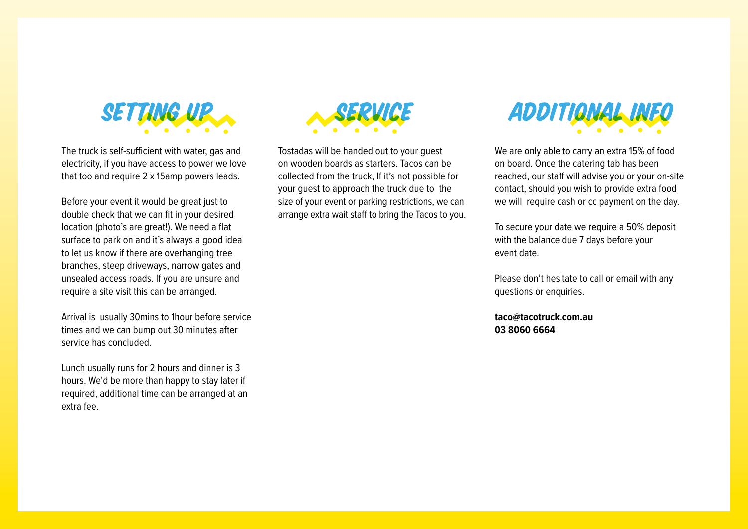## SETTING UP

The truck is self-sufficient with water, gas and electricity, if you have access to power we love that too and require 2 x 15amp powers leads.

Before your event it would be great just to double check that we can fit in your desired location (photo's are great!). We need a flat surface to park on and it's always a good idea to let us know if there are overhanging tree branches, steep driveways, narrow gates and unsealed access roads. If you are unsure and require a site visit this can be arranged.

Arrival is usually 30mins to 1hour before service times and we can bump out 30 minutes after service has concluded.

Lunch usually runs for 2 hours and dinner is 3 hours. We'd be more than happy to stay later if required, additional time can be arranged at an extra fee.

## SERVICE

Tostadas will be handed out to your guest on wooden boards as starters. Tacos can be collected from the truck, If it's not possible for your guest to approach the truck due to the size of your event or parking restrictions, we can arrange extra wait staff to bring the Tacos to you.

## ADDITIONAL INFO

We are only able to carry an extra 15% of food on board. Once the catering tab has been reached, our staff will advise you or your on-site contact, should you wish to provide extra food we will require cash or cc payment on the day.

To secure your date we require a 50% deposit with the balance due 7 days before your event date.

Please don't hesitate to call or email with any questions or enquiries.

**taco@tacotruck.com.au**
**03 8060 6664**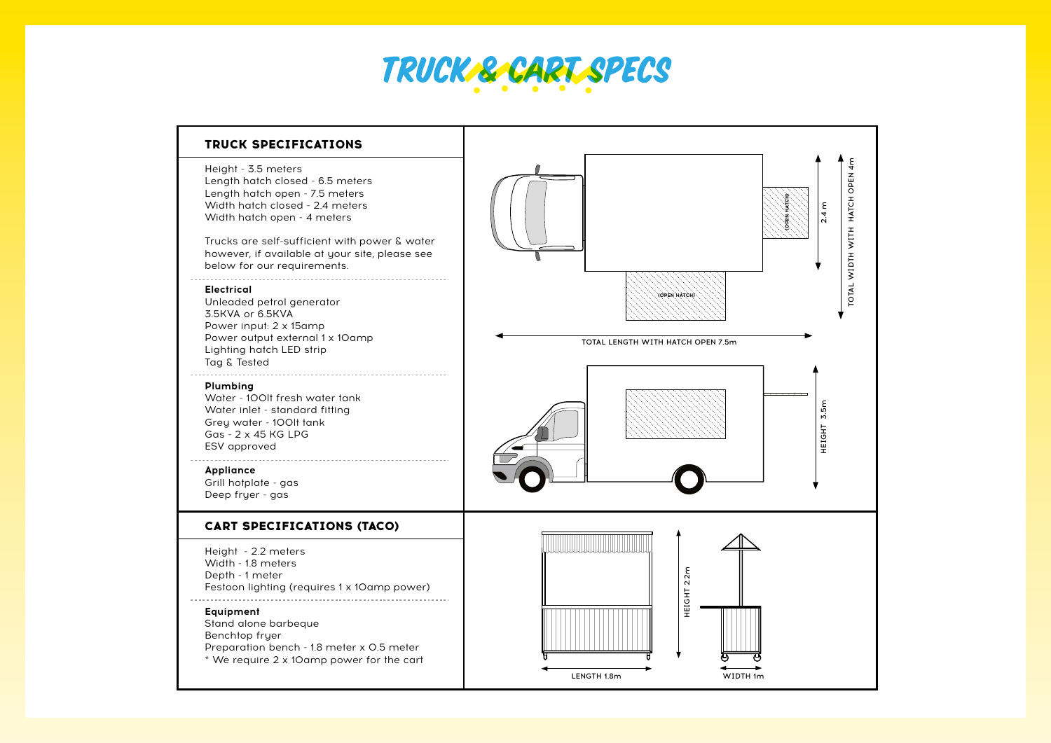# TRUCK & CART SPECS

## TRUCK SPECIFICATIONS

Height - 3.5 meters
Length hatch closed - 6.5 meters
Length hatch open - 7.5 meters
Width hatch closed - 2.4 meters
Width hatch open - 4 meters

Trucks are self-sufficient with power & water however, if available at your site, please see below for our requirements.

**Electrical**
Unleaded petrol generator
3.5KVA or 6.5KVA
Power input: 2 x 15amp
Power output external 1 x 10amp
Lighting hatch LED strip
Tag & Tested

**Plumbing**
Water - 100lt fresh water tank
Water inlet - standard fitting
Grey water - 100lt tank
Gas - 2 x 45 KG LPG
ESV approved

**Appliance**
Grill hotplate - gas
Deep fryer - gas

(OPEN HATCH)
(OPEN HATCH)
2.4 m
TOTAL WIDTH WITH HATCH OPEN 4m
TOTAL LENGTH WITH HATCH OPEN 7.5m
HEIGHT 3.5m

## CART SPECIFICATIONS (TACO)

Height - 2.2 meters
Width - 1.8 meters
Depth - 1 meter
Festoon lighting (requires 1 x 10amp power)

**Equipment**
Stand alone barbeque
Benchtop fryer
Preparation bench - 1.8 meter x 0.5 meter
* We require 2 x 10amp power for the cart

HEIGHT 2.2m
LENGTH 1.8m
WIDTH 1m